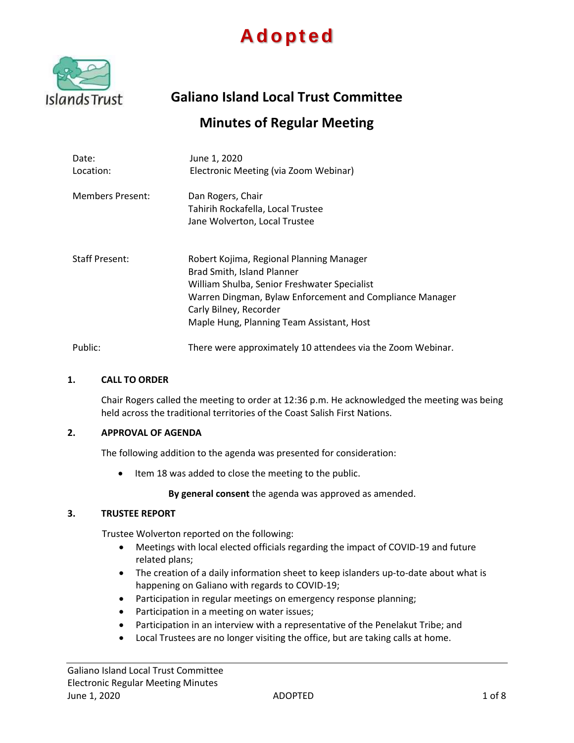# Adopted

## Galiano Island Local Trust Committee

## Minutes of Regular Meeting

| | |
|---|---|
| Date: | June 1, 2020 |
| Location: | Electronic Meeting (via Zoom Webinar) |
| Members Present: | Dan Rogers, Chair<br>Tahirih Rockafella, Local Trustee<br>Jane Wolverton, Local Trustee |
| Staff Present: | Robert Kojima, Regional Planning Manager<br>Brad Smith, Island Planner<br>William Shulba, Senior Freshwater Specialist<br>Warren Dingman, Bylaw Enforcement and Compliance Manager<br>Carly Bilney, Recorder<br>Maple Hung, Planning Team Assistant, Host |
| Public: | There were approximately 10 attendees via the Zoom Webinar. |

### 1. CALL TO ORDER

Chair Rogers called the meeting to order at 12:36 p.m. He acknowledged the meeting was being held across the traditional territories of the Coast Salish First Nations.

### 2. APPROVAL OF AGENDA

The following addition to the agenda was presented for consideration:

- Item 18 was added to close the meeting to the public.

**By general consent** the agenda was approved as amended.

### 3. TRUSTEE REPORT

Trustee Wolverton reported on the following:

- Meetings with local elected officials regarding the impact of COVID-19 and future related plans;
- The creation of a daily information sheet to keep islanders up-to-date about what is happening on Galiano with regards to COVID-19;
- Participation in regular meetings on emergency response planning;
- Participation in a meeting on water issues;
- Participation in an interview with a representative of the Penelakut Tribe; and
- Local Trustees are no longer visiting the office, but are taking calls at home.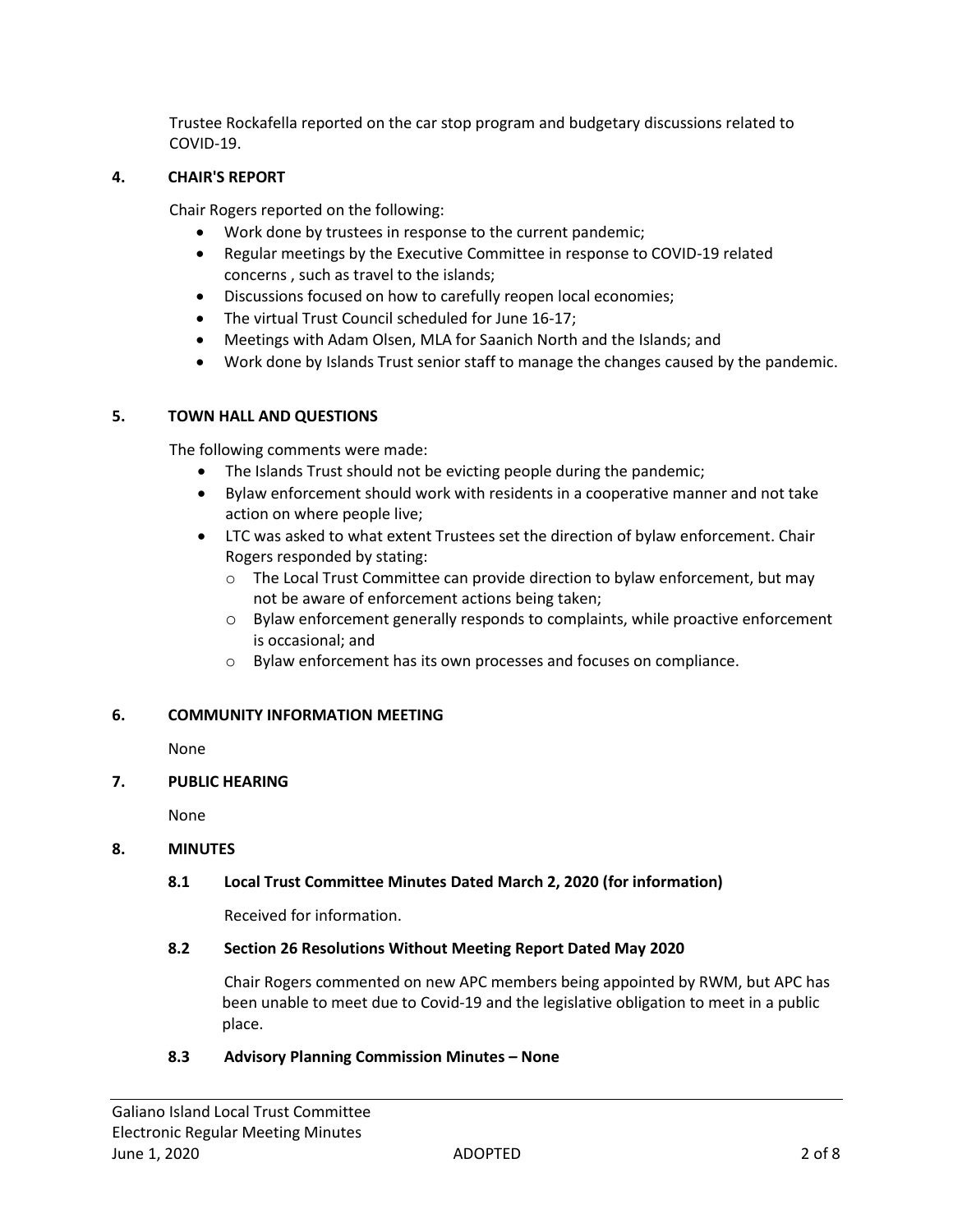Trustee Rockafella reported on the car stop program and budgetary discussions related to COVID-19.

## 4. CHAIR'S REPORT

Chair Rogers reported on the following:

- Work done by trustees in response to the current pandemic;
- Regular meetings by the Executive Committee in response to COVID-19 related concerns , such as travel to the islands;
- Discussions focused on how to carefully reopen local economies;
- The virtual Trust Council scheduled for June 16-17;
- Meetings with Adam Olsen, MLA for Saanich North and the Islands; and
- Work done by Islands Trust senior staff to manage the changes caused by the pandemic.

## 5. TOWN HALL AND QUESTIONS

The following comments were made:

- The Islands Trust should not be evicting people during the pandemic;
- Bylaw enforcement should work with residents in a cooperative manner and not take action on where people live;
- LTC was asked to what extent Trustees set the direction of bylaw enforcement. Chair Rogers responded by stating:
  - The Local Trust Committee can provide direction to bylaw enforcement, but may not be aware of enforcement actions being taken;
  - Bylaw enforcement generally responds to complaints, while proactive enforcement is occasional; and
  - Bylaw enforcement has its own processes and focuses on compliance.

## 6. COMMUNITY INFORMATION MEETING

None

## 7. PUBLIC HEARING

None

## 8. MINUTES

### 8.1 Local Trust Committee Minutes Dated March 2, 2020 (for information)

Received for information.

### 8.2 Section 26 Resolutions Without Meeting Report Dated May 2020

Chair Rogers commented on new APC members being appointed by RWM, but APC has been unable to meet due to Covid-19 and the legislative obligation to meet in a public place.

### 8.3 Advisory Planning Commission Minutes – None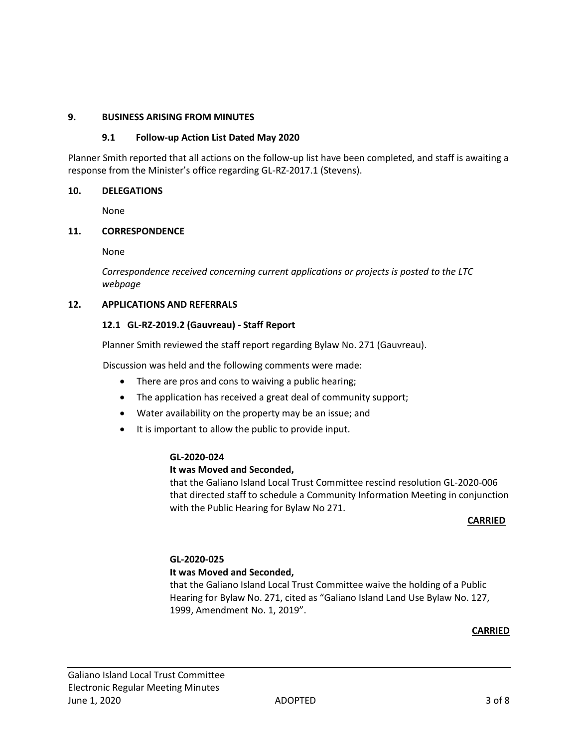## 9. BUSINESS ARISING FROM MINUTES

### 9.1 Follow-up Action List Dated May 2020

Planner Smith reported that all actions on the follow-up list have been completed, and staff is awaiting a response from the Minister's office regarding GL-RZ-2017.1 (Stevens).

## 10. DELEGATIONS

None

## 11. CORRESPONDENCE

None

*Correspondence received concerning current applications or projects is posted to the LTC webpage*

## 12. APPLICATIONS AND REFERRALS

### 12.1 GL-RZ-2019.2 (Gauvreau) - Staff Report

Planner Smith reviewed the staff report regarding Bylaw No. 271 (Gauvreau).

Discussion was held and the following comments were made:

- There are pros and cons to waiving a public hearing;
- The application has received a great deal of community support;
- Water availability on the property may be an issue; and
- It is important to allow the public to provide input.

**GL-2020-024**

**It was Moved and Seconded,**

that the Galiano Island Local Trust Committee rescind resolution GL-2020-006 that directed staff to schedule a Community Information Meeting in conjunction with the Public Hearing for Bylaw No 271.

**CARRIED**

**GL-2020-025**

**It was Moved and Seconded,**

that the Galiano Island Local Trust Committee waive the holding of a Public Hearing for Bylaw No. 271, cited as "Galiano Island Land Use Bylaw No. 127, 1999, Amendment No. 1, 2019".

**CARRIED**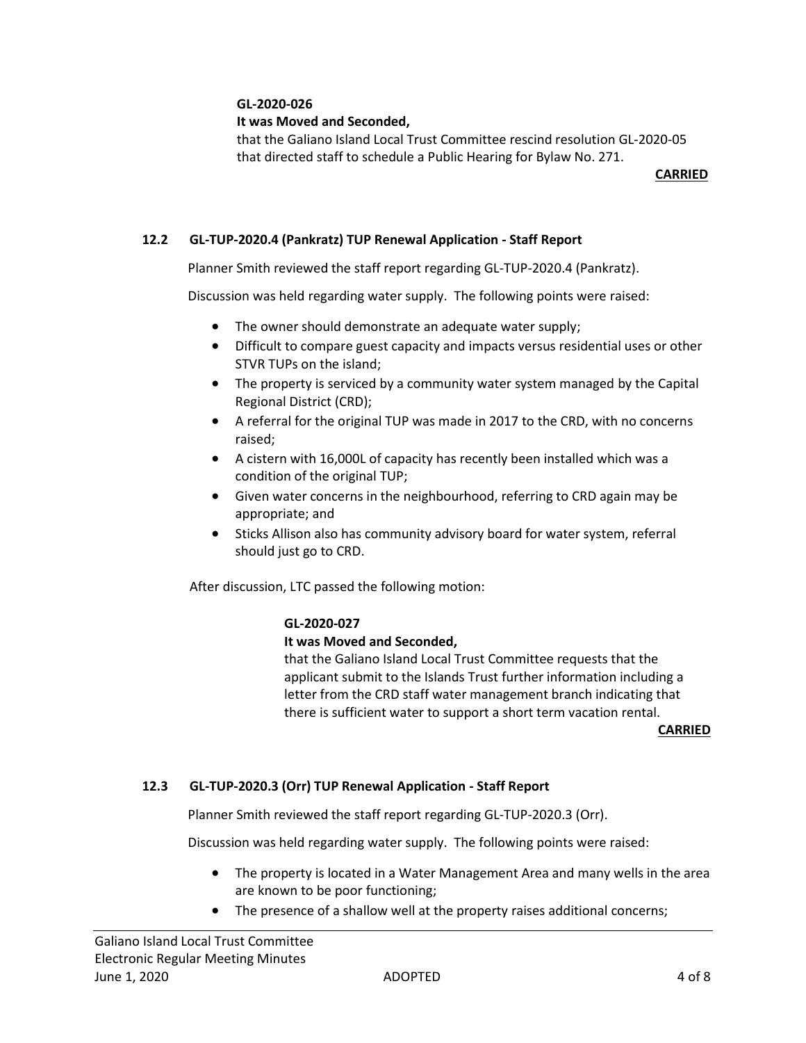**GL-2020-026**
**It was Moved and Seconded,**
that the Galiano Island Local Trust Committee rescind resolution GL-2020-05 that directed staff to schedule a Public Hearing for Bylaw No. 271.

**CARRIED**

### 12.2 GL-TUP-2020.4 (Pankratz) TUP Renewal Application - Staff Report

Planner Smith reviewed the staff report regarding GL-TUP-2020.4 (Pankratz).

Discussion was held regarding water supply. The following points were raised:

- The owner should demonstrate an adequate water supply;
- Difficult to compare guest capacity and impacts versus residential uses or other STVR TUPs on the island;
- The property is serviced by a community water system managed by the Capital Regional District (CRD);
- A referral for the original TUP was made in 2017 to the CRD, with no concerns raised;
- A cistern with 16,000L of capacity has recently been installed which was a condition of the original TUP;
- Given water concerns in the neighbourhood, referring to CRD again may be appropriate; and
- Sticks Allison also has community advisory board for water system, referral should just go to CRD.

After discussion, LTC passed the following motion:

**GL-2020-027**
**It was Moved and Seconded,**
that the Galiano Island Local Trust Committee requests that the applicant submit to the Islands Trust further information including a letter from the CRD staff water management branch indicating that there is sufficient water to support a short term vacation rental.

**CARRIED**

### 12.3 GL-TUP-2020.3 (Orr) TUP Renewal Application - Staff Report

Planner Smith reviewed the staff report regarding GL-TUP-2020.3 (Orr).

Discussion was held regarding water supply. The following points were raised:

- The property is located in a Water Management Area and many wells in the area are known to be poor functioning;
- The presence of a shallow well at the property raises additional concerns;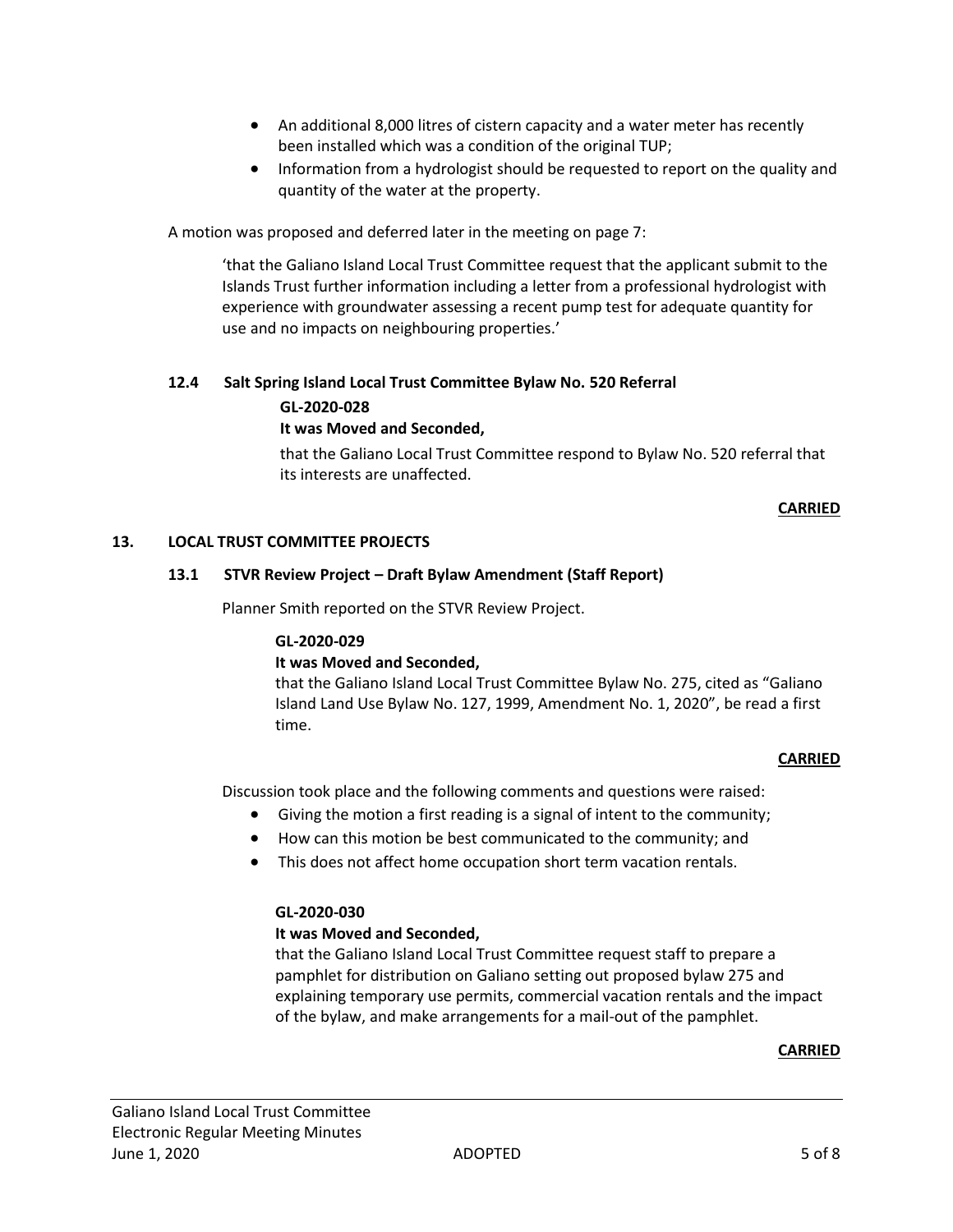- An additional 8,000 litres of cistern capacity and a water meter has recently been installed which was a condition of the original TUP;
- Information from a hydrologist should be requested to report on the quality and quantity of the water at the property.

A motion was proposed and deferred later in the meeting on page 7:

> 'that the Galiano Island Local Trust Committee request that the applicant submit to the Islands Trust further information including a letter from a professional hydrologist with experience with groundwater assessing a recent pump test for adequate quantity for use and no impacts on neighbouring properties.'

### 12.4 Salt Spring Island Local Trust Committee Bylaw No. 520 Referral

**GL-2020-028**

**It was Moved and Seconded,**

that the Galiano Local Trust Committee respond to Bylaw No. 520 referral that its interests are unaffected.

**CARRIED**

## 13. LOCAL TRUST COMMITTEE PROJECTS

### 13.1 STVR Review Project – Draft Bylaw Amendment (Staff Report)

Planner Smith reported on the STVR Review Project.

**GL-2020-029**

**It was Moved and Seconded,**

that the Galiano Island Local Trust Committee Bylaw No. 275, cited as "Galiano Island Land Use Bylaw No. 127, 1999, Amendment No. 1, 2020", be read a first time.

**CARRIED**

Discussion took place and the following comments and questions were raised:

- Giving the motion a first reading is a signal of intent to the community;
- How can this motion be best communicated to the community; and
- This does not affect home occupation short term vacation rentals.

**GL-2020-030**

**It was Moved and Seconded,**

that the Galiano Island Local Trust Committee request staff to prepare a pamphlet for distribution on Galiano setting out proposed bylaw 275 and explaining temporary use permits, commercial vacation rentals and the impact of the bylaw, and make arrangements for a mail-out of the pamphlet.

**CARRIED**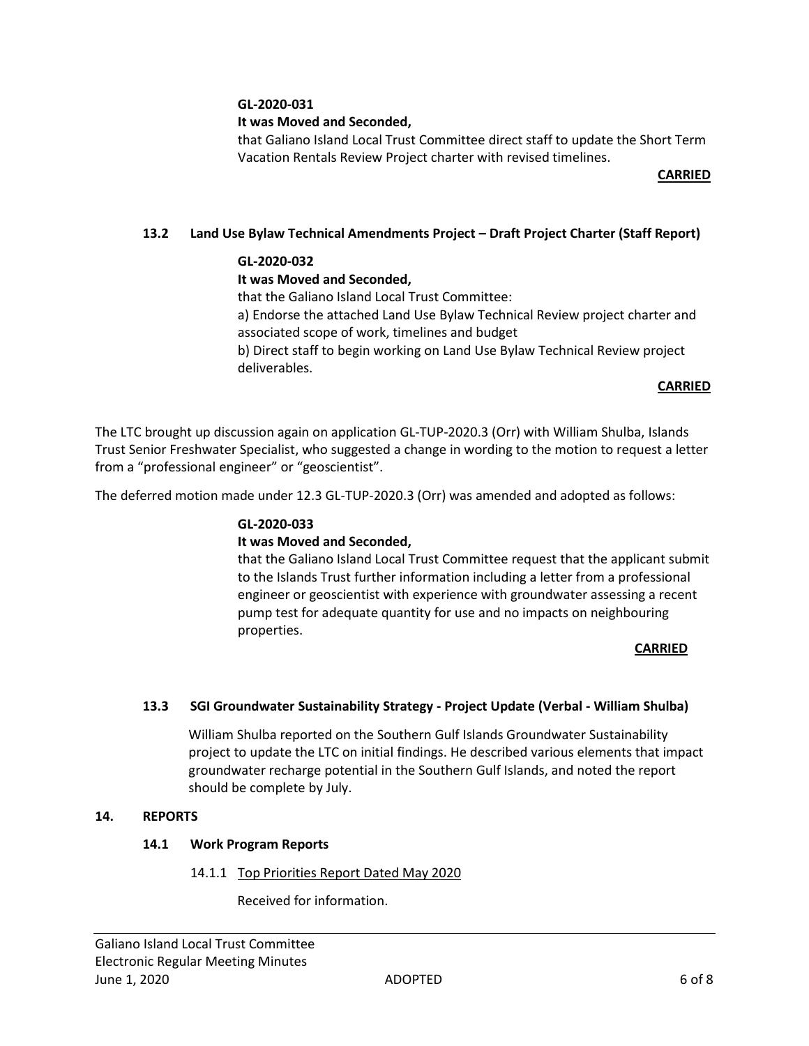**GL-2020-031**

**It was Moved and Seconded,**

that Galiano Island Local Trust Committee direct staff to update the Short Term Vacation Rentals Review Project charter with revised timelines.

**CARRIED**

### 13.2 Land Use Bylaw Technical Amendments Project – Draft Project Charter (Staff Report)

**GL-2020-032**

**It was Moved and Seconded,**

that the Galiano Island Local Trust Committee:

a) Endorse the attached Land Use Bylaw Technical Review project charter and associated scope of work, timelines and budget

b) Direct staff to begin working on Land Use Bylaw Technical Review project deliverables.

**CARRIED**

The LTC brought up discussion again on application GL-TUP-2020.3 (Orr) with William Shulba, Islands Trust Senior Freshwater Specialist, who suggested a change in wording to the motion to request a letter from a "professional engineer" or "geoscientist".

The deferred motion made under 12.3 GL-TUP-2020.3 (Orr) was amended and adopted as follows:

**GL-2020-033**

**It was Moved and Seconded,**

that the Galiano Island Local Trust Committee request that the applicant submit to the Islands Trust further information including a letter from a professional engineer or geoscientist with experience with groundwater assessing a recent pump test for adequate quantity for use and no impacts on neighbouring properties.

**CARRIED**

### 13.3 SGI Groundwater Sustainability Strategy - Project Update (Verbal - William Shulba)

William Shulba reported on the Southern Gulf Islands Groundwater Sustainability project to update the LTC on initial findings. He described various elements that impact groundwater recharge potential in the Southern Gulf Islands, and noted the report should be complete by July.

## 14. REPORTS

### 14.1 Work Program Reports

14.1.1 Top Priorities Report Dated May 2020

Received for information.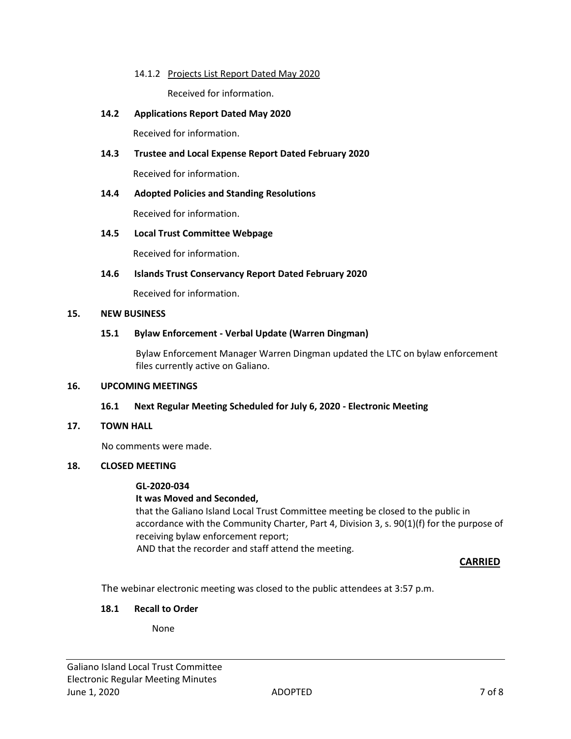14.1.2 Projects List Report Dated May 2020

Received for information.

**14.2 Applications Report Dated May 2020**

Received for information.

**14.3 Trustee and Local Expense Report Dated February 2020**

Received for information.

**14.4 Adopted Policies and Standing Resolutions**

Received for information.

**14.5 Local Trust Committee Webpage**

Received for information.

**14.6 Islands Trust Conservancy Report Dated February 2020**

Received for information.

**15. NEW BUSINESS**

**15.1 Bylaw Enforcement - Verbal Update (Warren Dingman)**

Bylaw Enforcement Manager Warren Dingman updated the LTC on bylaw enforcement files currently active on Galiano.

**16. UPCOMING MEETINGS**

**16.1 Next Regular Meeting Scheduled for July 6, 2020 - Electronic Meeting**

**17. TOWN HALL**

No comments were made.

**18. CLOSED MEETING**

**GL-2020-034**

**It was Moved and Seconded,**

that the Galiano Island Local Trust Committee meeting be closed to the public in accordance with the Community Charter, Part 4, Division 3, s. 90(1)(f) for the purpose of receiving bylaw enforcement report;

AND that the recorder and staff attend the meeting.

**CARRIED**

The webinar electronic meeting was closed to the public attendees at 3:57 p.m.

**18.1 Recall to Order**

None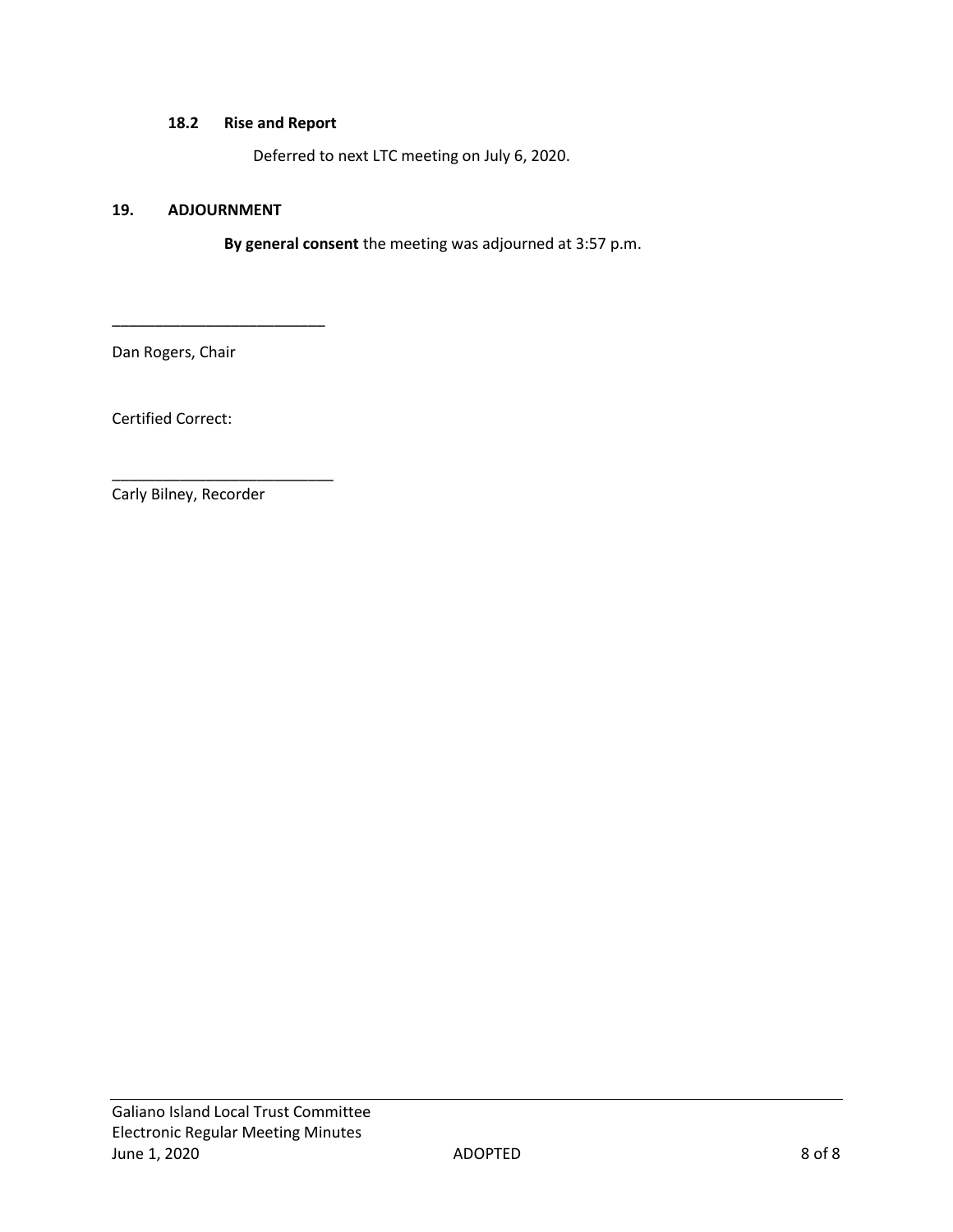### 18.2 Rise and Report

Deferred to next LTC meeting on July 6, 2020.

## 19. ADJOURNMENT

**By general consent** the meeting was adjourned at 3:57 p.m.

_________________________

Dan Rogers, Chair

Certified Correct:

_________________________

Carly Bilney, Recorder